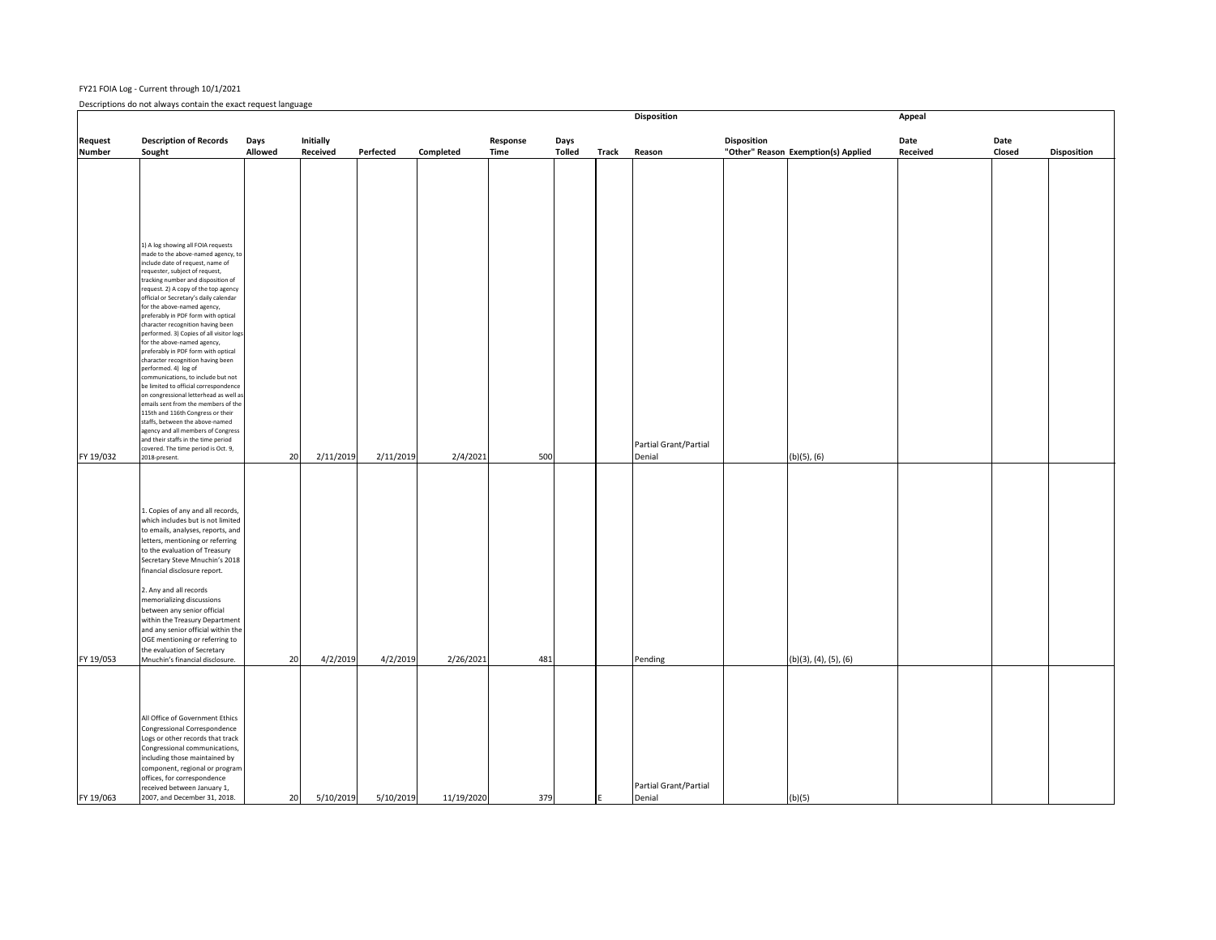FY21 FOIA Log - Current through 10/1/2021

Descriptions do not always contain the exact request language

| Request Number | Description of Records Sought | Days Allowed | Initially Received | Perfected | Completed | Response Time | Days Tolled | Track | Disposition Reason | Disposition "Other" Reason | Exemption(s) Applied | Appeal Date Received | Date Closed | Disposition |
|---|---|---|---|---|---|---|---|---|---|---|---|---|---|---|
| FY 19/032 | 1) A log showing all FOIA requests made to the above-named agency, to include date of request, name of requester, subject of request, tracking number and disposition of request. 2) A copy of the top agency official or Secretary's daily calendar for the above-named agency, preferably in PDF form with optical character recognition having been performed. 3) Copies of all visitor logs for the above-named agency, preferably in PDF form with optical character recognition having been performed. 4) log of communications, to include but not be limited to official correspondence on congressional letterhead as well as emails sent from the members of the 115th and 116th Congress or their staffs, between the above-named agency and all members of Congress and their staffs in the time period covered. The time period is Oct. 9, 2018-present. | 20 | 2/11/2019 | 2/11/2019 | 2/4/2021 | 500 | | | Partial Grant/Partial Denial | | (b)(5), (6) | | | |
| FY 19/053 | 1. Copies of any and all records, which includes but is not limited to emails, analyses, reports, and letters, mentioning or referring to the evaluation of Treasury Secretary Steve Mnuchin's 2018 financial disclosure report. 2. Any and all records memorializing discussions between any senior official within the Treasury Department and any senior official within the OGE mentioning or referring to the evaluation of Secretary Mnuchin's financial disclosure. | 20 | 4/2/2019 | 4/2/2019 | 2/26/2021 | 481 | | | Pending | | (b)(3), (4), (5), (6) | | | |
| FY 19/063 | All Office of Government Ethics Congressional Correspondence Logs or other records that track Congressional communications, including those maintained by component, regional or program offices, for correspondence received between January 1, 2007, and December 31, 2018. | 20 | 5/10/2019 | 5/10/2019 | 11/19/2020 | 379 | | E | Partial Grant/Partial Denial | | (b)(5) | | | |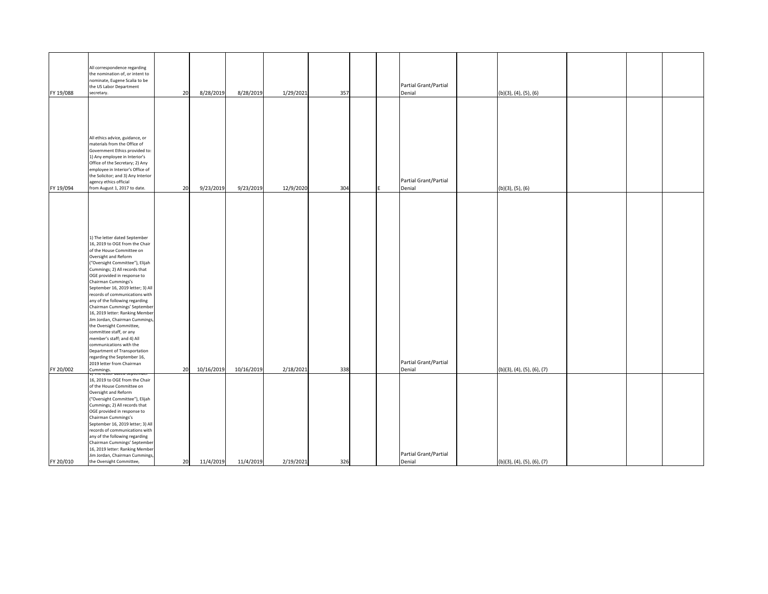| | | | | | | | | | | | | | | |
|---|---|---|---|---|---|---|---|---|---|---|---|---|---|---|
| FY 19/088 | All correspondence regarding the nomination of, or intent to nominate, Eugene Scalia to be the US Labor Department secretary. | 20 | 8/28/2019 | 8/28/2019 | 1/29/2021 | 357 | | | Partial Grant/Partial Denial | | (b)(3), (4), (5), (6) | | | |
| FY 19/094 | All ethics advice, guidance, or materials from the Office of Government Ethics provided to: 1) Any employee in Interior's Office of the Secretary; 2) Any employee in Interior's Office of the Solicitor; and 3) Any Interior agency ethics official from August 1, 2017 to date. | 20 | 9/23/2019 | 9/23/2019 | 12/9/2020 | 304 | | E | Partial Grant/Partial Denial | | (b)(3), (5), (6) | | | |
| FY 20/002 | 1) The letter dated September 16, 2019 to OGE from the Chair of the House Committee on Oversight and Reform ("Oversight Committee"), Elijah Cummings; 2) All records that OGE provided in response to Chairman Cummings's September 16, 2019 letter; 3) All records of communications with any of the following regarding Chairman Cummings' September 16, 2019 letter: Ranking Member Jim Jordan, Chairman Cummings, the Oversight Committee, committee staff, or any member's staff; and 4) All communications with the Department of Transportation regarding the September 16, 2019 letter from Chairman Cummings. | 20 | 10/16/2019 | 10/16/2019 | 2/18/2021 | 338 | | | Partial Grant/Partial Denial | | (b)(3), (4), (5), (6), (7) | | | |
| FY 20/010 | 1) The letter dated September 16, 2019 to OGE from the Chair of the House Committee on Oversight and Reform ("Oversight Committee"), Elijah Cummings; 2) All records that OGE provided in response to Chairman Cummings's September 16, 2019 letter; 3) All records of communications with any of the following regarding Chairman Cummings' September 16, 2019 letter: Ranking Member Jim Jordan, Chairman Cummings, the Oversight Committee, | 20 | 11/4/2019 | 11/4/2019 | 2/19/2021 | 326 | | | Partial Grant/Partial Denial | | (b)(3), (4), (5), (6), (7) | | | |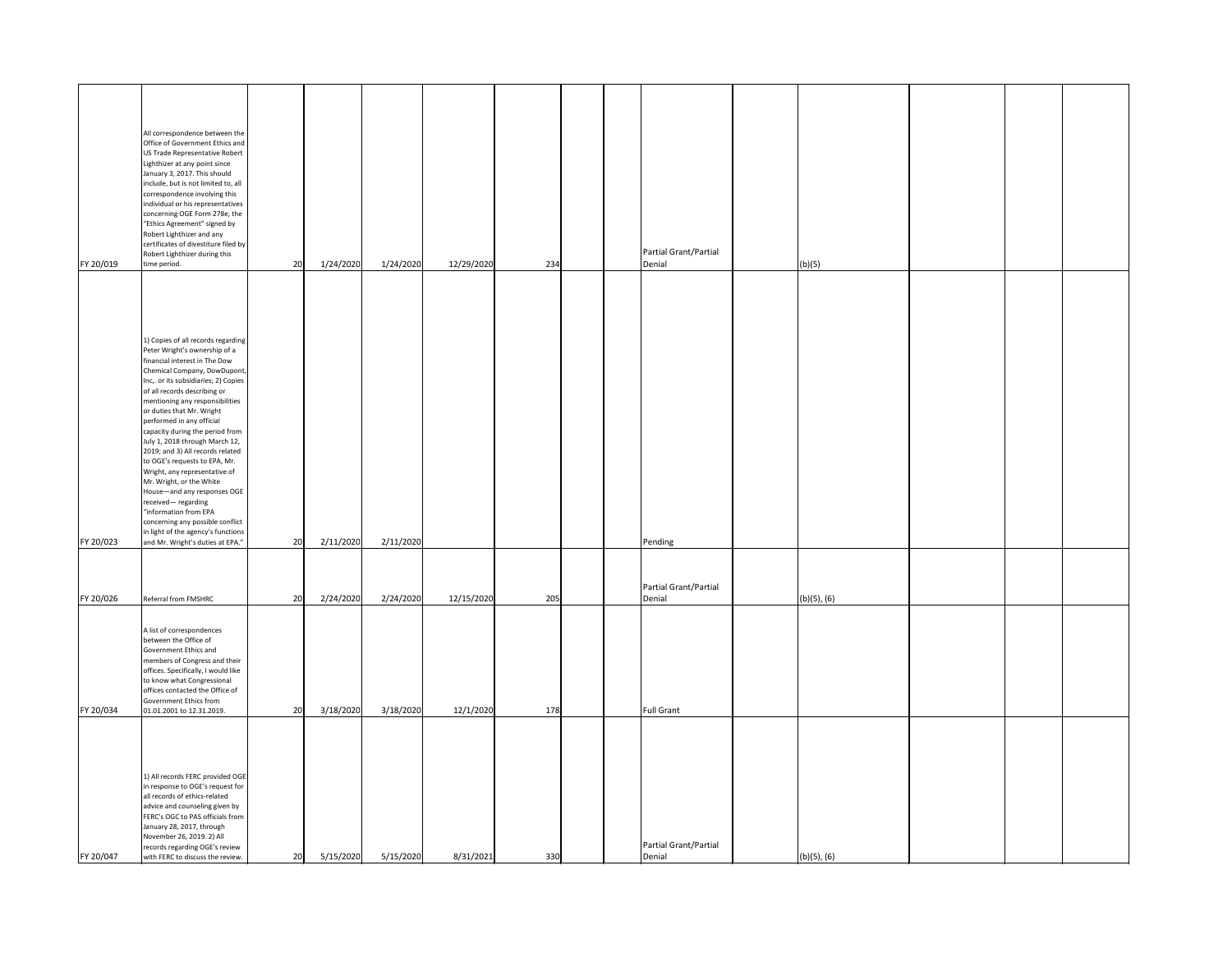| | | | | | | | | | | | | | | |
|---|---|---|---|---|---|---|---|---|---|---|---|---|---|---|
| FY 20/019 | All correspondence between the Office of Government Ethics and US Trade Representative Robert Lighthizer at any point since January 3, 2017. This should include, but is not limited to, all correspondence involving this individual or his representatives concerning OGE Form 278e, the "Ethics Agreement" signed by Robert Lighthizer and any certificates of divestiture filed by Robert Lighthizer during this time period. | 20 | 1/24/2020 | 1/24/2020 | 12/29/2020 | 234 | | | Partial Grant/Partial Denial | | (b)(5) | | | |
| FY 20/023 | 1) Copies of all records regarding Peter Wright's ownership of a financial interest in The Dow Chemical Company, DowDupont, Inc,. or its subsidiaries; 2) Copies of all records describing or mentioning any responsibilities or duties that Mr. Wright performed in any official capacity during the period from July 1, 2018 through March 12, 2019; and 3) All records related to OGE's requests to EPA, Mr. Wright, any representative of Mr. Wright, or the White House—and any responses OGE received— regarding "information from EPA concerning any possible conflict in light of the agency's functions and Mr. Wright's duties at EPA." | 20 | 2/11/2020 | 2/11/2020 | | | | | Pending | | | | | |
| FY 20/026 | Referral from FMSHRC | 20 | 2/24/2020 | 2/24/2020 | 12/15/2020 | 205 | | | Partial Grant/Partial Denial | | (b)(5), (6) | | | |
| FY 20/034 | A list of correspondences between the Office of Government Ethics and members of Congress and their offices. Specifically, I would like to know what Congressional offices contacted the Office of Government Ethics from 01.01.2001 to 12.31.2019. | 20 | 3/18/2020 | 3/18/2020 | 12/1/2020 | 178 | | | Full Grant | | | | | |
| FY 20/047 | 1) All records FERC provided OGE in response to OGE's request for all records of ethics-related advice and counseling given by FERC's OGC to PAS officials from January 28, 2017, through November 26, 2019. 2) All records regarding OGE's review with FERC to discuss the review. | 20 | 5/15/2020 | 5/15/2020 | 8/31/2021 | 330 | | | Partial Grant/Partial Denial | | (b)(5), (6) | | | |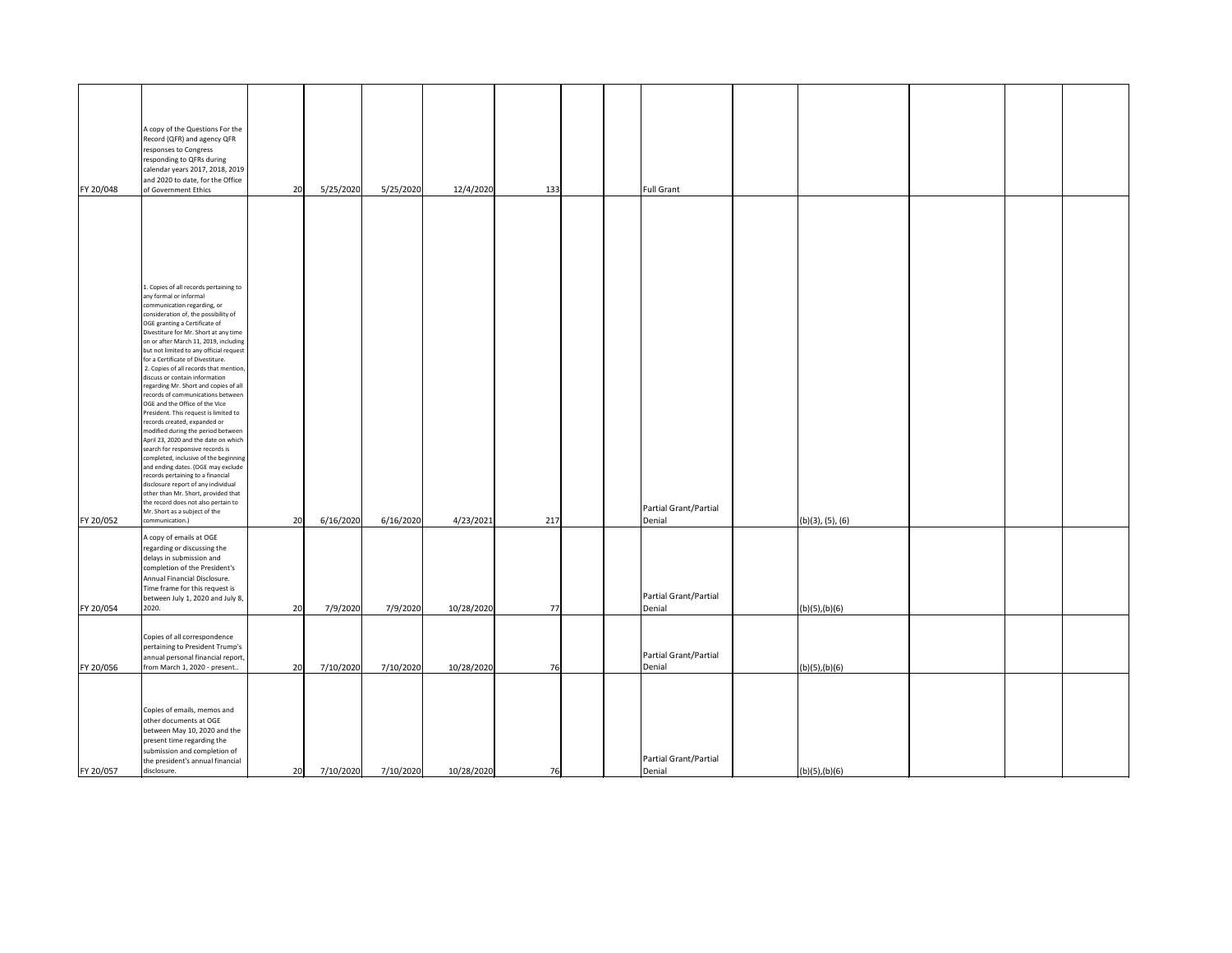| | | | | | | | | | | | | | | |
|---|---|---|---|---|---|---|---|---|---|---|---|---|---|---|
| FY 20/048 | A copy of the Questions For the Record (QFR) and agency QFR responses to Congress responding to QFRs during calendar years 2017, 2018, 2019 and 2020 to date, for the Office of Government Ethics | 20 | 5/25/2020 | 5/25/2020 | 12/4/2020 | 133 | | | Full Grant | | | | | |
| FY 20/052 | 1. Copies of all records pertaining to any formal or informal communication regarding, or consideration of, the possibility of OGE granting a Certificate of Divestiture for Mr. Short at any time on or after March 11, 2019, including but not limited to any official request for a Certificate of Divestiture. 2. Copies of all records that mention, discuss or contain information regarding Mr. Short and copies of all records of communications between OGE and the Office of the Vice President. This request is limited to records created, expanded or modified during the period between April 23, 2020 and the date on which search for responsive records is completed, inclusive of the beginning and ending dates. (OGE may exclude records pertaining to a financial disclosure report of any individual other than Mr. Short, provided that the record does not also pertain to Mr. Short as a subject of the communication.) | 20 | 6/16/2020 | 6/16/2020 | 4/23/2021 | 217 | | | Partial Grant/Partial Denial | | (b)(3), (5), (6) | | | |
| FY 20/054 | A copy of emails at OGE regarding or discussing the delays in submission and completion of the President's Annual Financial Disclosure. Time frame for this request is between July 1, 2020 and July 8, 2020. | 20 | 7/9/2020 | 7/9/2020 | 10/28/2020 | 77 | | | Partial Grant/Partial Denial | | (b)(5),(b)(6) | | | |
| FY 20/056 | Copies of all correspondence pertaining to President Trump's annual personal financial report, from March 1, 2020 - present.. | 20 | 7/10/2020 | 7/10/2020 | 10/28/2020 | 76 | | | Partial Grant/Partial Denial | | (b)(5),(b)(6) | | | |
| FY 20/057 | Copies of emails, memos and other documents at OGE between May 10, 2020 and the present time regarding the submission and completion of the president's annual financial disclosure. | 20 | 7/10/2020 | 7/10/2020 | 10/28/2020 | 76 | | | Partial Grant/Partial Denial | | (b)(5),(b)(6) | | | |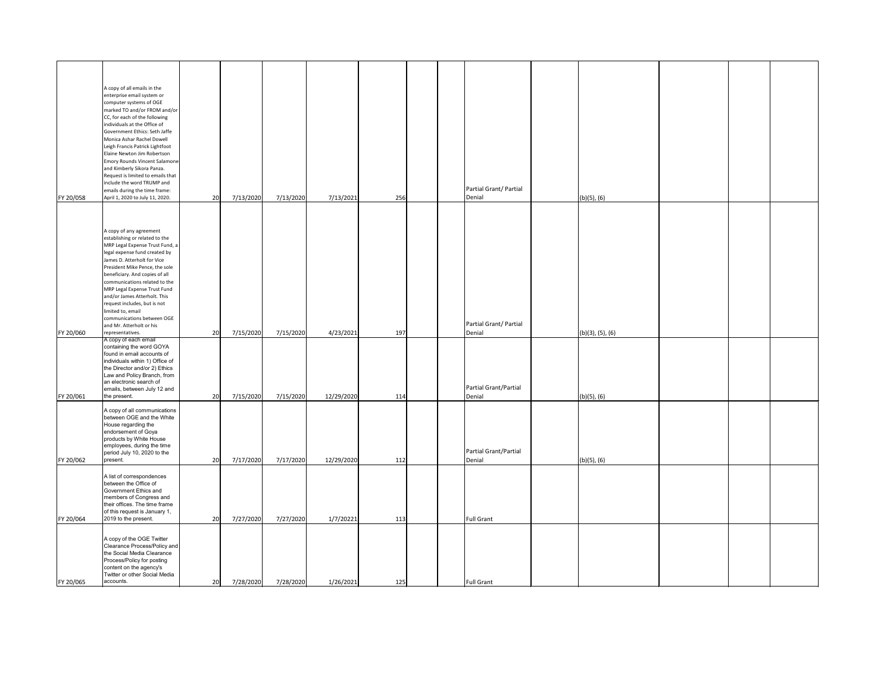| | | | | | | | | | | | | | | |
|---|---|---|---|---|---|---|---|---|---|---|---|---|---|---|
| FY 20/058 | A copy of all emails in the enterprise email system or computer systems of OGE marked TO and/or FROM and/or CC, for each of the following individuals at the Office of Government Ethics: Seth Jaffe Monica Ashar Rachel Dowell Leigh Francis Patrick Lightfoot Elaine Newton Jim Robertson Emory Rounds Vincent Salamone and Kimberly Sikora Panza. Request is limited to emails that include the word TRUMP and emails during the time frame: April 1, 2020 to July 11, 2020. | 20 | 7/13/2020 | 7/13/2020 | 7/13/2021 | 256 | | | Partial Grant/ Partial Denial | | (b)(5), (6) | | | |
| FY 20/060 | A copy of any agreement establishing or related to the MRP Legal Expense Trust Fund, a legal expense fund created by James D. Atterholt for Vice President Mike Pence, the sole beneficiary. And copies of all communications related to the MRP Legal Expense Trust Fund and/or James Atterholt. This request includes, but is not limited to, email communications between OGE and Mr. Atterholt or his representatives. | 20 | 7/15/2020 | 7/15/2020 | 4/23/2021 | 197 | | | Partial Grant/ Partial Denial | | (b)(3), (5), (6) | | | |
| FY 20/061 | A copy of each email containing the word GOYA found in email accounts of individuals within 1) Office of the Director and/or 2) Ethics Law and Policy Branch, from an electronic search of emails, between July 12 and the present. | 20 | 7/15/2020 | 7/15/2020 | 12/29/2020 | 114 | | | Partial Grant/Partial Denial | | (b)(5), (6) | | | |
| FY 20/062 | A copy of all communications between OGE and the White House regarding the endorsement of Goya products by White House employees, during the time period July 10, 2020 to the present. | 20 | 7/17/2020 | 7/17/2020 | 12/29/2020 | 112 | | | Partial Grant/Partial Denial | | (b)(5), (6) | | | |
| FY 20/064 | A list of correspondences between the Office of Government Ethics and members of Congress and their offices. The time frame of this request is January 1, 2019 to the present. | 20 | 7/27/2020 | 7/27/2020 | 1/7/20221 | 113 | | | Full Grant | | | | | |
| FY 20/065 | A copy of the OGE Twitter Clearance Process/Policy and the Social Media Clearance Process/Policy for posting content on the agency's Twitter or other Social Media accounts. | 20 | 7/28/2020 | 7/28/2020 | 1/26/2021 | 125 | | | Full Grant | | | | | |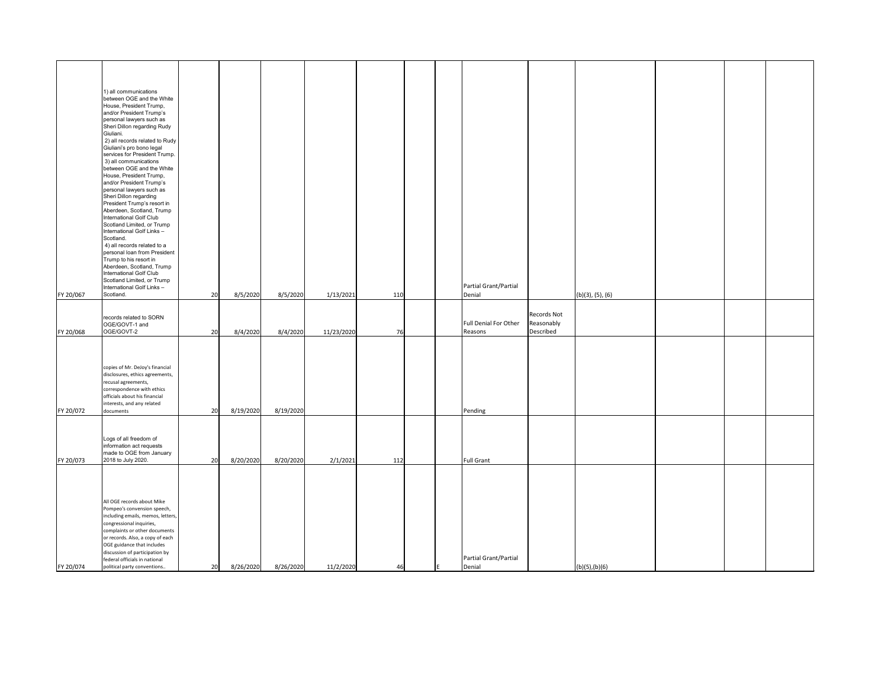| | | | | | | | | | | | | | | |
|---|---|---|---|---|---|---|---|---|---|---|---|---|---|---|
| FY 20/067 | 1) all communications between OGE and the White House, President Trump, and/or President Trump's personal lawyers such as Sheri Dillon regarding Rudy Giuliani. 2) all records related to Rudy Giuliani's pro bono legal services for President Trump. 3) all communications between OGE and the White House, President Trump, and/or President Trump's personal lawyers such as Sheri Dillon regarding President Trump's resort in Aberdeen, Scotland, Trump International Golf Club Scotland Limited, or Trump International Golf Links – Scotland. 4) all records related to a personal loan from President Trump to his resort in Aberdeen, Scotland, Trump International Golf Club Scotland Limited, or Trump International Golf Links – Scotland. | 20 | 8/5/2020 | 8/5/2020 | 1/13/2021 | 110 | | | Partial Grant/Partial Denial | | (b)(3), (5), (6) | | | |
| FY 20/068 | records related to SORN OGE/GOVT-1 and OGE/GOVT-2 | 20 | 8/4/2020 | 8/4/2020 | 11/23/2020 | 76 | | | Full Denial For Other Reasons | Records Not Reasonably Described | | | | |
| FY 20/072 | copies of Mr. DeJoy's financial disclosures, ethics agreements, recusal agreements, correspondence with ethics officials about his financial interests, and any related documents | 20 | 8/19/2020 | 8/19/2020 | | | | | Pending | | | | | |
| FY 20/073 | Logs of all freedom of information act requests made to OGE from January 2018 to July 2020. | 20 | 8/20/2020 | 8/20/2020 | 2/1/2021 | 112 | | | Full Grant | | | | | |
| FY 20/074 | All OGE records about Mike Pompeo's convension speech, including emails, memos, letters, congressional inquiries, complaints or other documents or records. Also, a copy of each OGE guidance that includes discussion of participation by federal officials in national political party conventions.. | 20 | 8/26/2020 | 8/26/2020 | 11/2/2020 | 46 | | E | Partial Grant/Partial Denial | | (b)(5),(b)(6) | | | |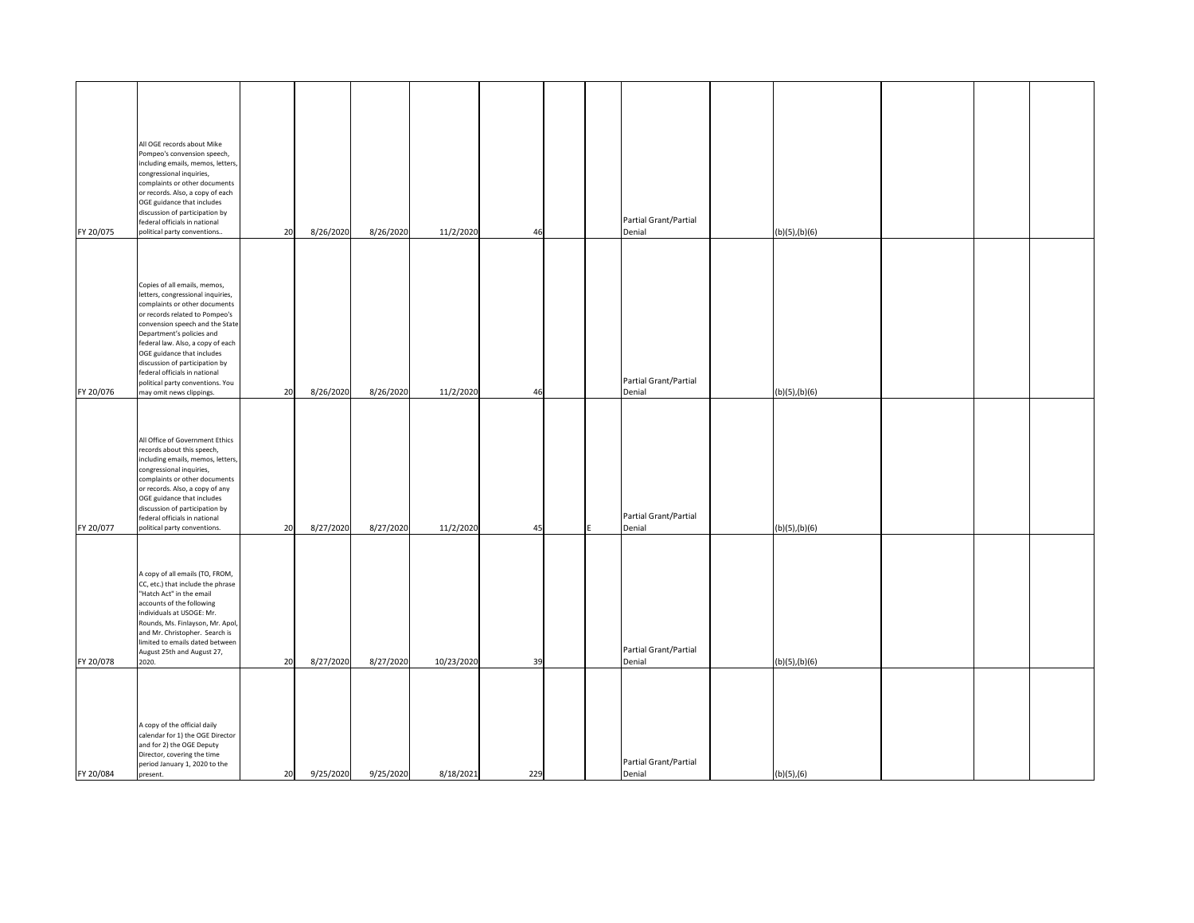| | | | | | | | | | | | | | | | |
|---|---|---|---|---|---|---|---|---|---|---|---|---|---|---|---|
| FY 20/075 | All OGE records about Mike Pompeo's convension speech, including emails, memos, letters, congressional inquiries, complaints or other documents or records. Also, a copy of each OGE guidance that includes discussion of participation by federal officials in national political party conventions.. | 20 | 8/26/2020 | 8/26/2020 | 11/2/2020 | 46 | | | Partial Grant/Partial Denial | | (b)(5),(b)(6) | | | |
| FY 20/076 | Copies of all emails, memos, letters, congressional inquiries, complaints or other documents or records related to Pompeo's convension speech and the State Department's policies and federal law. Also, a copy of each OGE guidance that includes discussion of participation by federal officials in national political party conventions. You may omit news clippings. | 20 | 8/26/2020 | 8/26/2020 | 11/2/2020 | 46 | | | Partial Grant/Partial Denial | | (b)(5),(b)(6) | | | |
| FY 20/077 | All Office of Government Ethics records about this speech, including emails, memos, letters, congressional inquiries, complaints or other documents or records. Also, a copy of any OGE guidance that includes discussion of participation by federal officials in national political party conventions. | 20 | 8/27/2020 | 8/27/2020 | 11/2/2020 | 45 | | E | Partial Grant/Partial Denial | | (b)(5),(b)(6) | | | |
| FY 20/078 | A copy of all emails (TO, FROM, CC, etc.) that include the phrase "Hatch Act" in the email accounts of the following individuals at USOGE: Mr. Rounds, Ms. Finlayson, Mr. Apol, and Mr. Christopher. Search is limited to emails dated between August 25th and August 27, 2020. | 20 | 8/27/2020 | 8/27/2020 | 10/23/2020 | 39 | | | Partial Grant/Partial Denial | | (b)(5),(b)(6) | | | |
| FY 20/084 | A copy of the official daily calendar for 1) the OGE Director and for 2) the OGE Deputy Director, covering the time period January 1, 2020 to the present. | 20 | 9/25/2020 | 9/25/2020 | 8/18/2021 | 229 | | | Partial Grant/Partial Denial | | (b)(5),(6) | | | |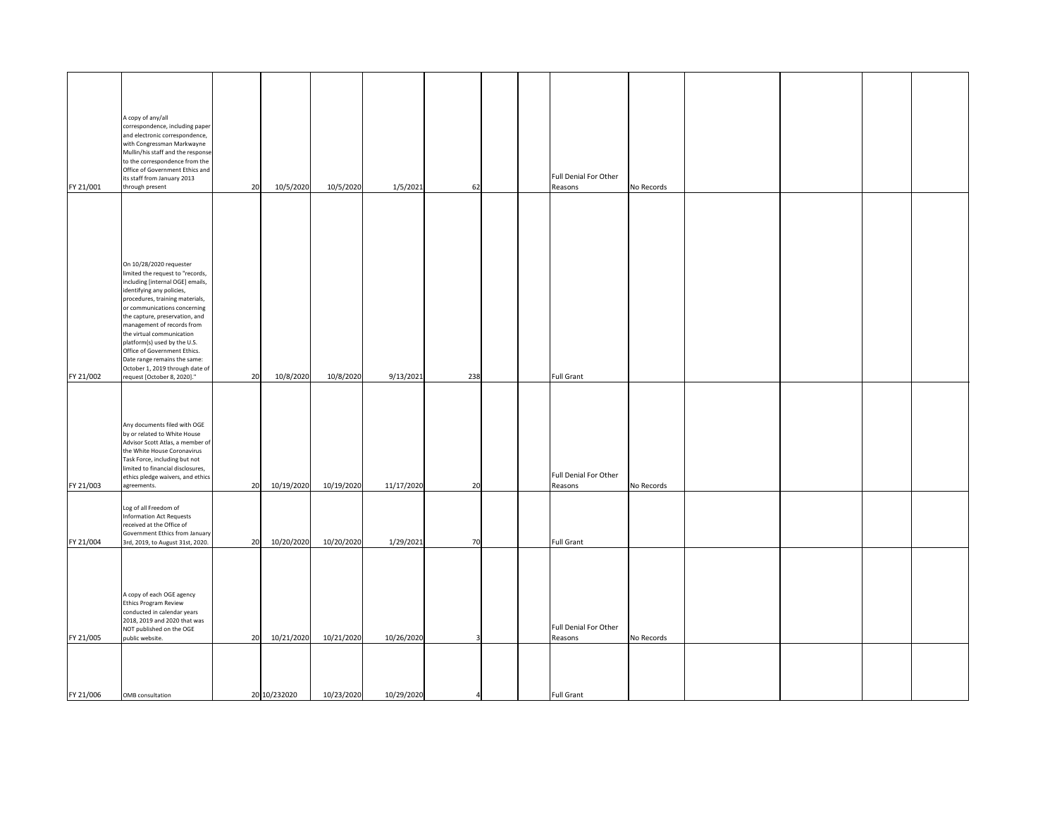| | | | | | | | | | | | | | | |
|---|---|---|---|---|---|---|---|---|---|---|---|---|---|---|
| FY 21/001 | A copy of any/all correspondence, including paper and electronic correspondence, with Congressman Markwayne Mullin/his staff and the response to the correspondence from the Office of Government Ethics and its staff from January 2013 through present | 20 | 10/5/2020 | 10/5/2020 | 1/5/2021 | 62 | | | Full Denial For Other Reasons | No Records | | | | |
| FY 21/002 | On 10/28/2020 requester limited the request to "records, including [internal OGE] emails, identifying any policies, procedures, training materials, or communications concerning the capture, preservation, and management of records from the virtual communication platform(s) used by the U.S. Office of Government Ethics. Date range remains the same: October 1, 2019 through date of request [October 8, 2020]." | 20 | 10/8/2020 | 10/8/2020 | 9/13/2021 | 238 | | | Full Grant | | | | | |
| FY 21/003 | Any documents filed with OGE by or related to White House Advisor Scott Atlas, a member of the White House Coronavirus Task Force, including but not limited to financial disclosures, ethics pledge waivers, and ethics agreements. | 20 | 10/19/2020 | 10/19/2020 | 11/17/2020 | 20 | | | Full Denial For Other Reasons | No Records | | | | |
| FY 21/004 | Log of all Freedom of Information Act Requests received at the Office of Government Ethics from January 3rd, 2019, to August 31st, 2020. | 20 | 10/20/2020 | 10/20/2020 | 1/29/2021 | 70 | | | Full Grant | | | | | |
| FY 21/005 | A copy of each OGE agency Ethics Program Review conducted in calendar years 2018, 2019 and 2020 that was NOT published on the OGE public website. | 20 | 10/21/2020 | 10/21/2020 | 10/26/2020 | 3 | | | Full Denial For Other Reasons | No Records | | | | |
| FY 21/006 | OMB consultation | 20 | 10/232020 | 10/23/2020 | 10/29/2020 | 4 | | | Full Grant | | | | | |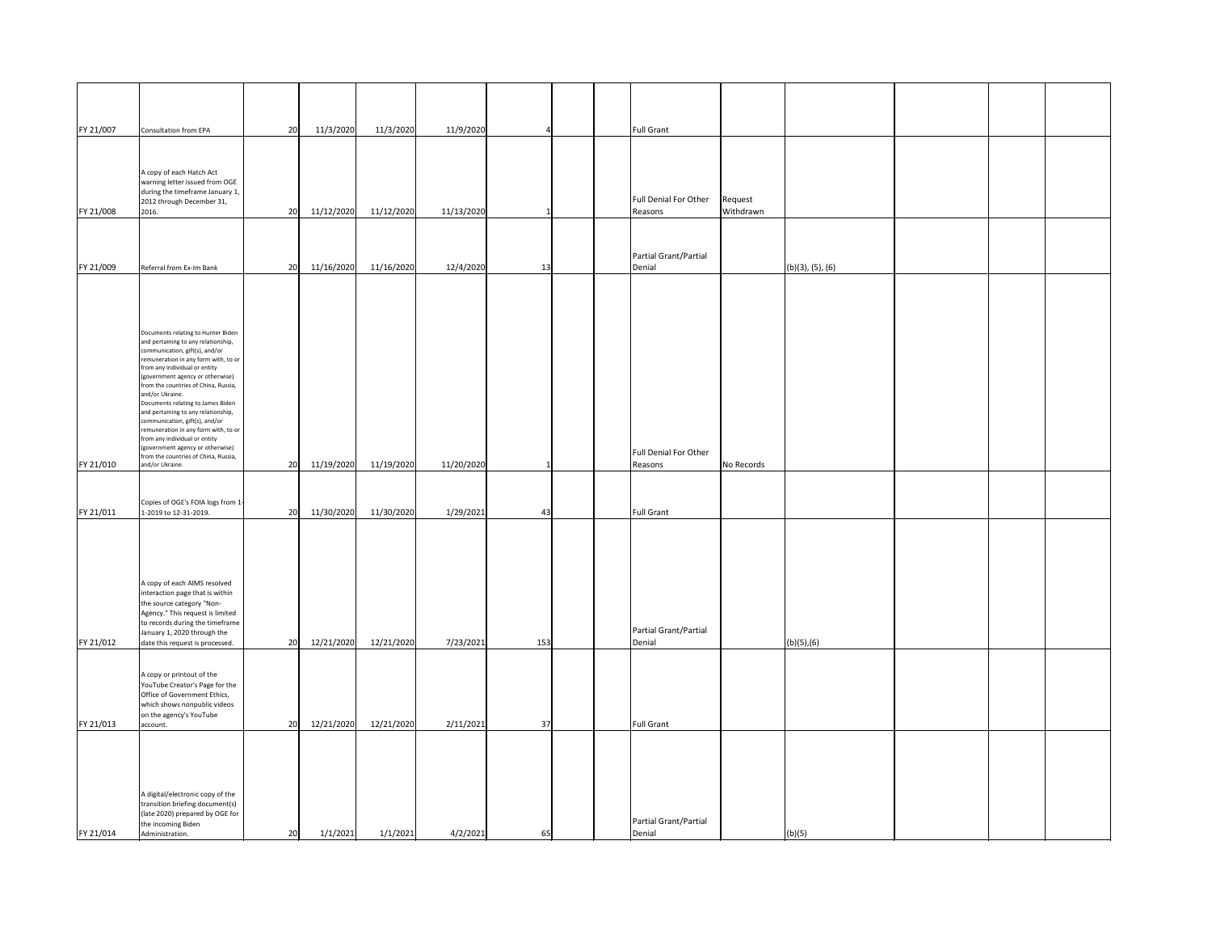| | | | | | | | | | | | | | | | |
|---|---|---|---|---|---|---|---|---|---|---|---|---|---|---|---|
| FY 21/007 | Consultation from EPA | 20 | 11/3/2020 | 11/3/2020 | 11/9/2020 | 4 | | | Full Grant | | | | | |
| FY 21/008 | A copy of each Hatch Act warning letter issued from OGE during the timeframe January 1, 2012 through December 31, 2016. | 20 | 11/12/2020 | 11/12/2020 | 11/13/2020 | 1 | | | Full Denial For Other Reasons | Request Withdrawn | | | | |
| FY 21/009 | Referral from Ex-Im Bank | 20 | 11/16/2020 | 11/16/2020 | 12/4/2020 | 13 | | | Partial Grant/Partial Denial | | (b)(3), (5), (6) | | | |
| FY 21/010 | Documents relating to Hunter Biden and pertaining to any relationship, communication, gift(s), and/or remuneration in any form with, to or from any individual or entity (government agency or otherwise) from the countries of China, Russia, and/or Ukraine. Documents relating to James Biden and pertaining to any relationship, communication, gift(s), and/or remuneration in any form with, to or from any individual or entity (government agency or otherwise) from the countries of China, Russia, and/or Ukraine. | 20 | 11/19/2020 | 11/19/2020 | 11/20/2020 | 1 | | | Full Denial For Other Reasons | No Records | | | | |
| FY 21/011 | Copies of OGE's FOIA logs from 1-1-2019 to 12-31-2019. | 20 | 11/30/2020 | 11/30/2020 | 1/29/2021 | 43 | | | Full Grant | | | | | |
| FY 21/012 | A copy of each AIMS resolved interaction page that is within the source category "Non-Agency." This request is limited to records during the timeframe January 1, 2020 through the date this request is processed. | 20 | 12/21/2020 | 12/21/2020 | 7/23/2021 | 153 | | | Partial Grant/Partial Denial | | (b)(5),(6) | | | |
| FY 21/013 | A copy or printout of the YouTube Creator's Page for the Office of Government Ethics, which shows nonpublic videos on the agency's YouTube account. | 20 | 12/21/2020 | 12/21/2020 | 2/11/2021 | 37 | | | Full Grant | | | | | |
| FY 21/014 | A digital/electronic copy of the transition briefing document(s) (late 2020) prepared by OGE for the incoming Biden Administration. | 20 | 1/1/2021 | 1/1/2021 | 4/2/2021 | 65 | | | Partial Grant/Partial Denial | | (b)(5) | | | |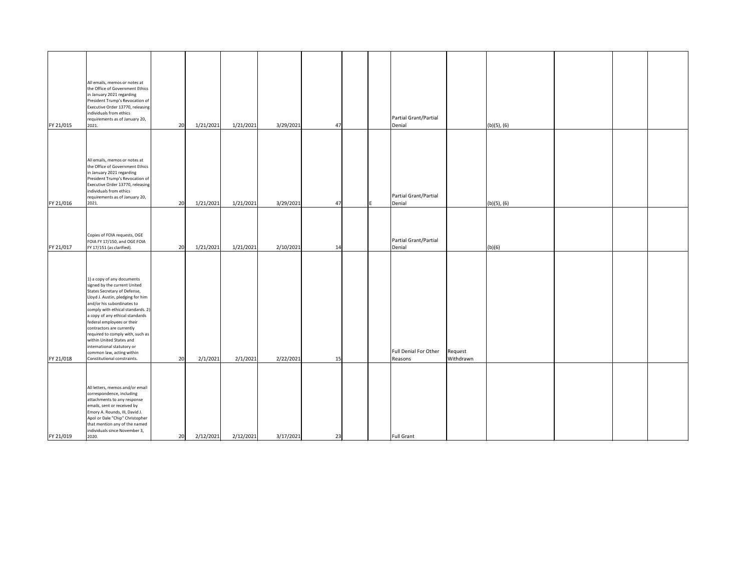| | | | | | | | | | | | | | | |
|---|---|---|---|---|---|---|---|---|---|---|---|---|---|---|
| FY 21/015 | All emails, memos or notes at the Office of Government Ethics in January 2021 regarding President Trump's Revocation of Executive Order 13770, releasing individuals from ethics requirements as of January 20, 2021. | 20 | 1/21/2021 | 1/21/2021 | 3/29/2021 | 47 | | | Partial Grant/Partial Denial | | (b)(5), (6) | | | |
| FY 21/016 | All emails, memos or notes at the Office of Government Ethics in January 2021 regarding President Trump's Revocation of Executive Order 13770, releasing individuals from ethics requirements as of January 20, 2021. | 20 | 1/21/2021 | 1/21/2021 | 3/29/2021 | 47 | | E | Partial Grant/Partial Denial | | (b)(5), (6) | | | |
| FY 21/017 | Copies of FOIA requests, OGE FOIA FY 17/150, and OGE FOIA FY 17/151 (as clarified). | 20 | 1/21/2021 | 1/21/2021 | 2/10/2021 | 14 | | | Partial Grant/Partial Denial | | (b)(6) | | | |
| FY 21/018 | 1) a copy of any documents signed by the current United States Secretary of Defense, Lloyd J. Austin, pledging for him and/or his subordinates to comply with ethical standards. 2) a copy of any ethical standards federal employees or their contractors are currently required to comply with, such as within United States and international statutory or common law, acting within Constitutional constraints. | 20 | 2/1/2021 | 2/1/2021 | 2/22/2021 | 15 | | | Full Denial For Other Reasons | Request Withdrawn | | | | |
| FY 21/019 | All letters, memos and/or email correspondence, including attachments to any response emails, sent or received by Emory A. Rounds, III, David J. Apol or Dale "Chip" Christopher that mention any of the named individuals since November 3, 2020. | 20 | 2/12/2021 | 2/12/2021 | 3/17/2021 | 23 | | | Full Grant | | | | | |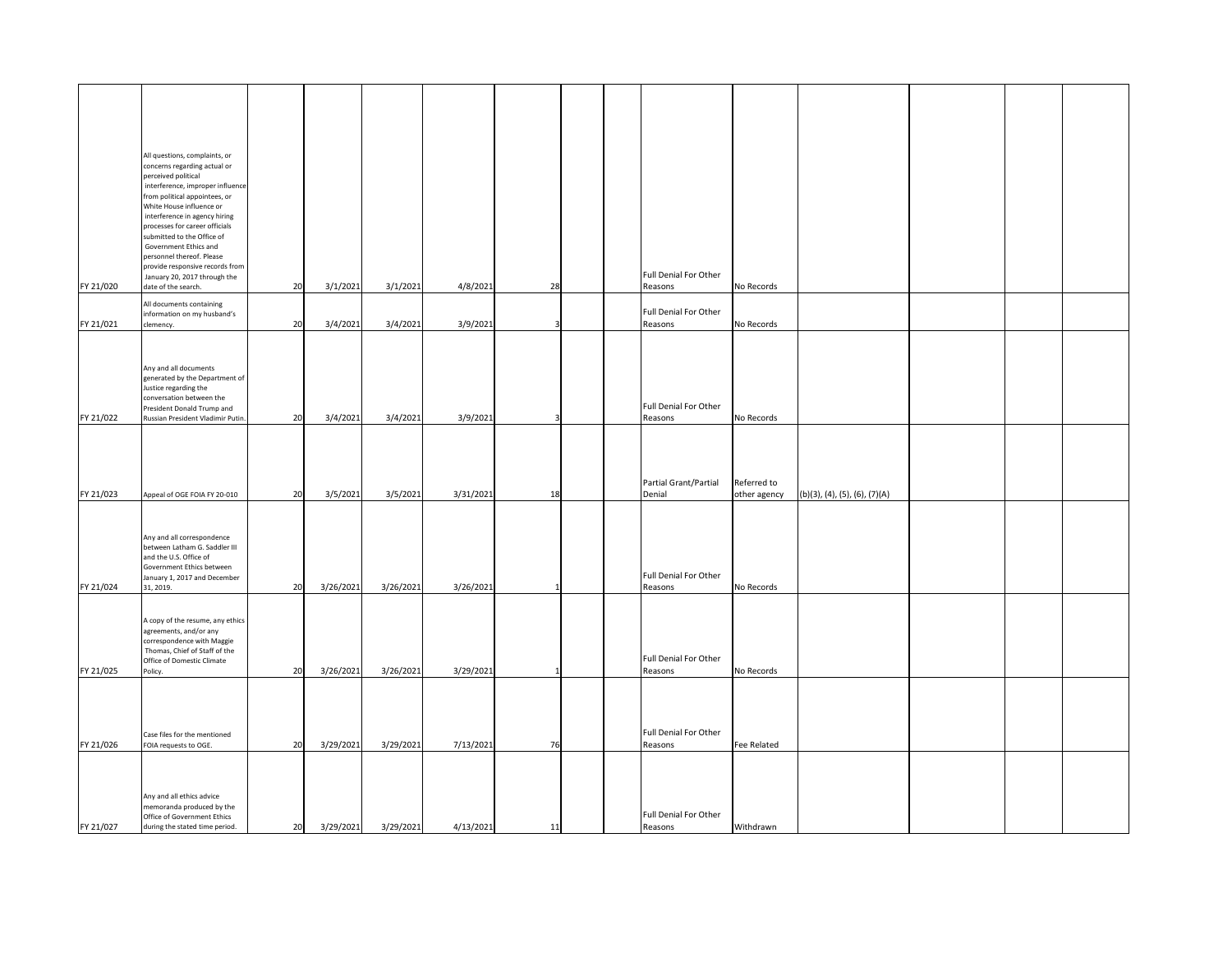| | | | | | | | | | | | | | | |
|---|---|---|---|---|---|---|---|---|---|---|---|---|---|---|
| FY 21/020 | All questions, complaints, or concerns regarding actual or perceived political interference, improper influence from political appointees, or White House influence or interference in agency hiring processes for career officials submitted to the Office of Government Ethics and personnel thereof. Please provide responsive records from January 20, 2017 through the date of the search. | 20 | 3/1/2021 | 3/1/2021 | 4/8/2021 | 28 | | | Full Denial For Other Reasons | No Records | | | | |
| FY 21/021 | All documents containing information on my husband's clemency. | 20 | 3/4/2021 | 3/4/2021 | 3/9/2021 | 3 | | | Full Denial For Other Reasons | No Records | | | | |
| FY 21/022 | Any and all documents generated by the Department of Justice regarding the conversation between the President Donald Trump and Russian President Vladimir Putin. | 20 | 3/4/2021 | 3/4/2021 | 3/9/2021 | 3 | | | Full Denial For Other Reasons | No Records | | | | |
| FY 21/023 | Appeal of OGE FOIA FY 20-010 | 20 | 3/5/2021 | 3/5/2021 | 3/31/2021 | 18 | | | Partial Grant/Partial Denial | Referred to other agency | (b)(3), (4), (5), (6), (7)(A) | | | |
| FY 21/024 | Any and all correspondence between Latham G. Saddler III and the U.S. Office of Government Ethics between January 1, 2017 and December 31, 2019. | 20 | 3/26/2021 | 3/26/2021 | 3/26/2021 | 1 | | | Full Denial For Other Reasons | No Records | | | | |
| FY 21/025 | A copy of the resume, any ethics agreements, and/or any correspondence with Maggie Thomas, Chief of Staff of the Office of Domestic Climate Policy. | 20 | 3/26/2021 | 3/26/2021 | 3/29/2021 | 1 | | | Full Denial For Other Reasons | No Records | | | | |
| FY 21/026 | Case files for the mentioned FOIA requests to OGE. | 20 | 3/29/2021 | 3/29/2021 | 7/13/2021 | 76 | | | Full Denial For Other Reasons | Fee Related | | | | |
| FY 21/027 | Any and all ethics advice memoranda produced by the Office of Government Ethics during the stated time period. | 20 | 3/29/2021 | 3/29/2021 | 4/13/2021 | 11 | | | Full Denial For Other Reasons | Withdrawn | | | | |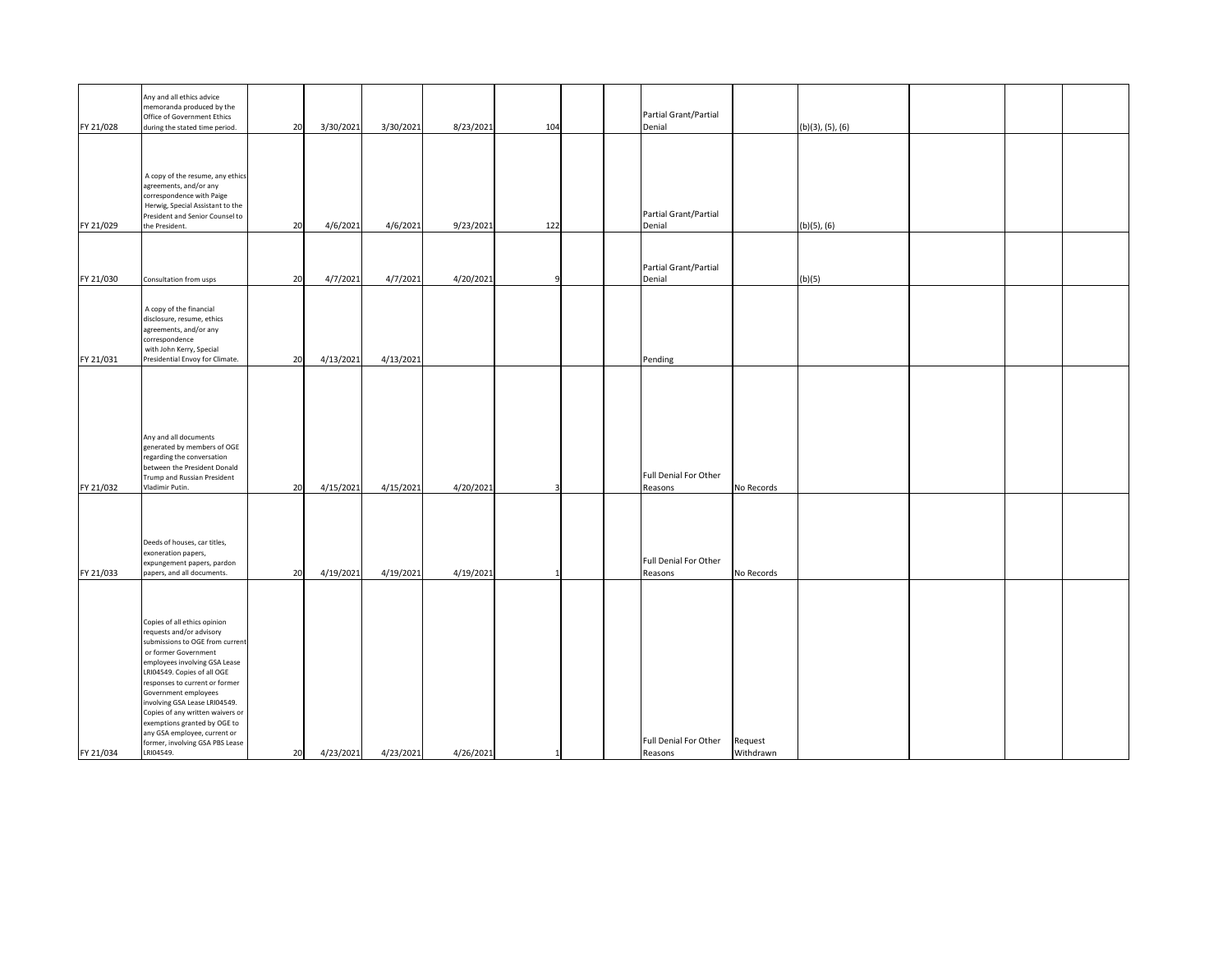| | | | | | | | | | | | | | | | |
|---|---|---|---|---|---|---|---|---|---|---|---|---|---|---|---|
| FY 21/028 | Any and all ethics advice memoranda produced by the Office of Government Ethics during the stated time period. | 20 | 3/30/2021 | 3/30/2021 | 8/23/2021 | 104 | | | Partial Grant/Partial Denial | | (b)(3), (5), (6) | | | |
| FY 21/029 | A copy of the resume, any ethics agreements, and/or any correspondence with Paige Herwig, Special Assistant to the President and Senior Counsel to the President. | 20 | 4/6/2021 | 4/6/2021 | 9/23/2021 | 122 | | | Partial Grant/Partial Denial | | (b)(5), (6) | | | |
| FY 21/030 | Consultation from usps | 20 | 4/7/2021 | 4/7/2021 | 4/20/2021 | 9 | | | Partial Grant/Partial Denial | | (b)(5) | | | |
| FY 21/031 | A copy of the financial disclosure, resume, ethics agreements, and/or any correspondence with John Kerry, Special Presidential Envoy for Climate. | 20 | 4/13/2021 | 4/13/2021 | | | | | Pending | | | | | |
| FY 21/032 | Any and all documents generated by members of OGE regarding the conversation between the President Donald Trump and Russian President Vladimir Putin. | 20 | 4/15/2021 | 4/15/2021 | 4/20/2021 | 3 | | | Full Denial For Other Reasons | No Records | | | | |
| FY 21/033 | Deeds of houses, car titles, exoneration papers, expungement papers, pardon papers, and all documents. | 20 | 4/19/2021 | 4/19/2021 | 4/19/2021 | 1 | | | Full Denial For Other Reasons | No Records | | | | |
| FY 21/034 | Copies of all ethics opinion requests and/or advisory submissions to OGE from current or former Government employees involving GSA Lease LRI04549. Copies of all OGE responses to current or former Government employees involving GSA Lease LRI04549. Copies of any written waivers or exemptions granted by OGE to any GSA employee, current or former, involving GSA PBS Lease LRI04549. | 20 | 4/23/2021 | 4/23/2021 | 4/26/2021 | 1 | | | Full Denial For Other Reasons | Request Withdrawn | | | | |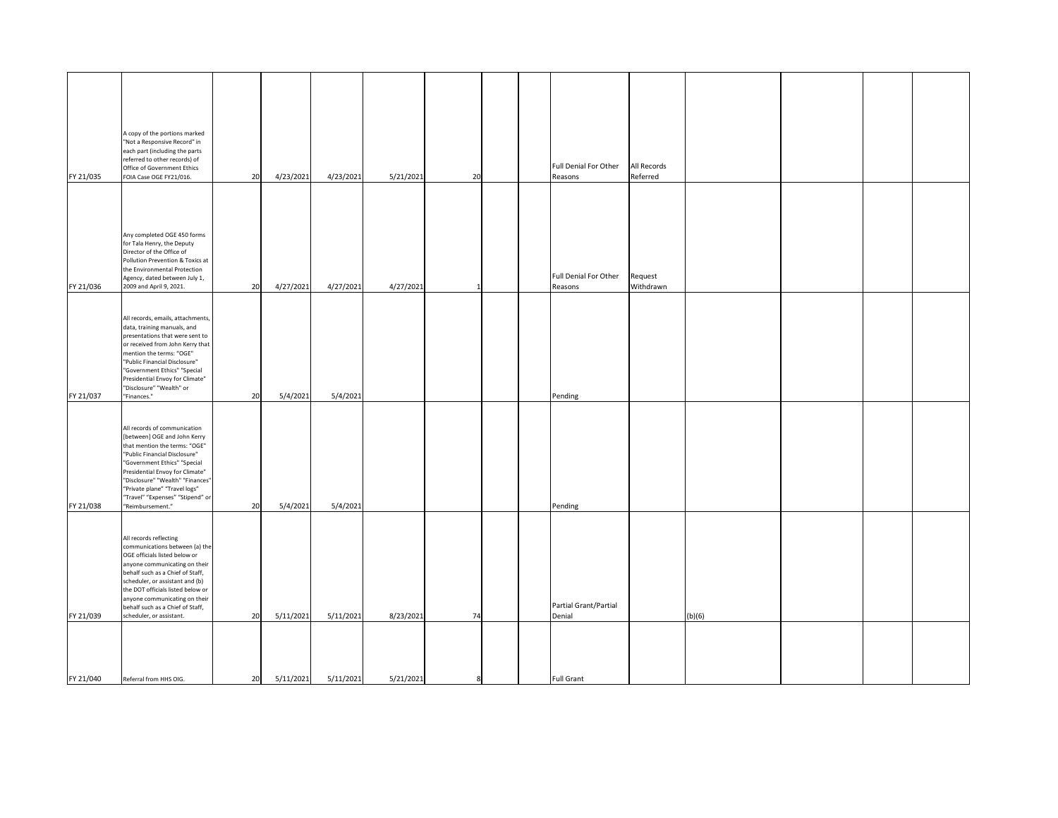| | | | | | | | | | | | | | | |
|---|---|---|---|---|---|---|---|---|---|---|---|---|---|---|
| FY 21/035 | A copy of the portions marked "Not a Responsive Record" in each part (including the parts referred to other records) of Office of Government Ethics FOIA Case OGE FY21/016. | 20 | 4/23/2021 | 4/23/2021 | 5/21/2021 | 20 | | | Full Denial For Other Reasons | All Records Referred | | | | |
| FY 21/036 | Any completed OGE 450 forms for Tala Henry, the Deputy Director of the Office of Pollution Prevention & Toxics at the Environmental Protection Agency, dated between July 1, 2009 and April 9, 2021. | 20 | 4/27/2021 | 4/27/2021 | 4/27/2021 | 1 | | | Full Denial For Other Reasons | Request Withdrawn | | | | |
| FY 21/037 | All records, emails, attachments, data, training manuals, and presentations that were sent to or received from John Kerry that mention the terms: "OGE" "Public Financial Disclosure" "Government Ethics" "Special Presidential Envoy for Climate" "Disclosure" "Wealth" or "Finances." | 20 | 5/4/2021 | 5/4/2021 | | | | | Pending | | | | | |
| FY 21/038 | All records of communication [between] OGE and John Kerry that mention the terms: "OGE" "Public Financial Disclosure" "Government Ethics" "Special Presidential Envoy for Climate" "Disclosure" "Wealth" "Finances" "Private plane" "Travel logs" "Travel" "Expenses" "Stipend" or "Reimbursement." | 20 | 5/4/2021 | 5/4/2021 | | | | | Pending | | | | | |
| FY 21/039 | All records reflecting communications between (a) the OGE officials listed below or anyone communicating on their behalf such as a Chief of Staff, scheduler, or assistant and (b) the DOT officials listed below or anyone communicating on their behalf such as a Chief of Staff, scheduler, or assistant. | 20 | 5/11/2021 | 5/11/2021 | 8/23/2021 | 74 | | | Partial Grant/Partial Denial | | (b)(6) | | | |
| FY 21/040 | Referral from HHS OIG. | 20 | 5/11/2021 | 5/11/2021 | 5/21/2021 | 8 | | | Full Grant | | | | | |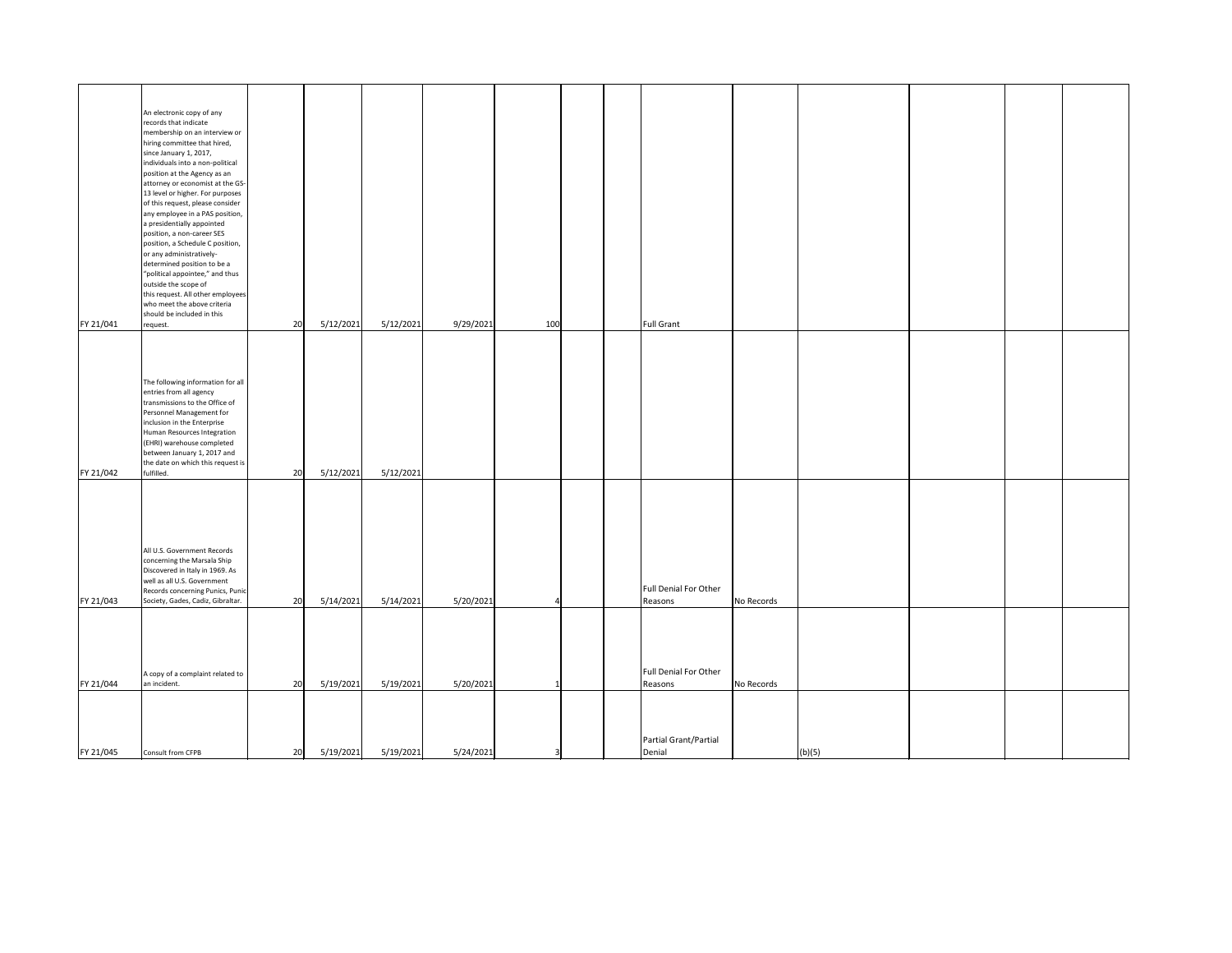|  |  |  |  |  |  |  |  |  |  |  |  |  |  |  |
|---|---|---|---|---|---|---|---|---|---|---|---|---|---|---|
| FY 21/041 | An electronic copy of any records that indicate membership on an interview or hiring committee that hired, since January 1, 2017, individuals into a non-political position at the Agency as an attorney or economist at the GS-13 level or higher. For purposes of this request, please consider any employee in a PAS position, a presidentially appointed position, a non-career SES position, a Schedule C position, or any administratively-determined position to be a "political appointee," and thus outside the scope of this request. All other employees who meet the above criteria should be included in this request. | 20 | 5/12/2021 | 5/12/2021 | 9/29/2021 | 100 |  |  | Full Grant |  |  |  |  |  |
| FY 21/042 | The following information for all entries from all agency transmissions to the Office of Personnel Management for inclusion in the Enterprise Human Resources Integration (EHRI) warehouse completed between January 1, 2017 and the date on which this request is fulfilled. | 20 | 5/12/2021 | 5/12/2021 |  |  |  |  |  |  |  |  |  |  |
| FY 21/043 | All U.S. Government Records concerning the Marsala Ship Discovered in Italy in 1969. As well as all U.S. Government Records concerning Punics, Punic Society, Gades, Cadiz, Gibraltar. | 20 | 5/14/2021 | 5/14/2021 | 5/20/2021 | 4 |  |  | Full Denial For Other Reasons | No Records |  |  |  |  |
| FY 21/044 | A copy of a complaint related to an incident. | 20 | 5/19/2021 | 5/19/2021 | 5/20/2021 | 1 |  |  | Full Denial For Other Reasons | No Records |  |  |  |  |
| FY 21/045 | Consult from CFPB | 20 | 5/19/2021 | 5/19/2021 | 5/24/2021 | 3 |  |  | Partial Grant/Partial Denial |  | (b)(5) |  |  |  |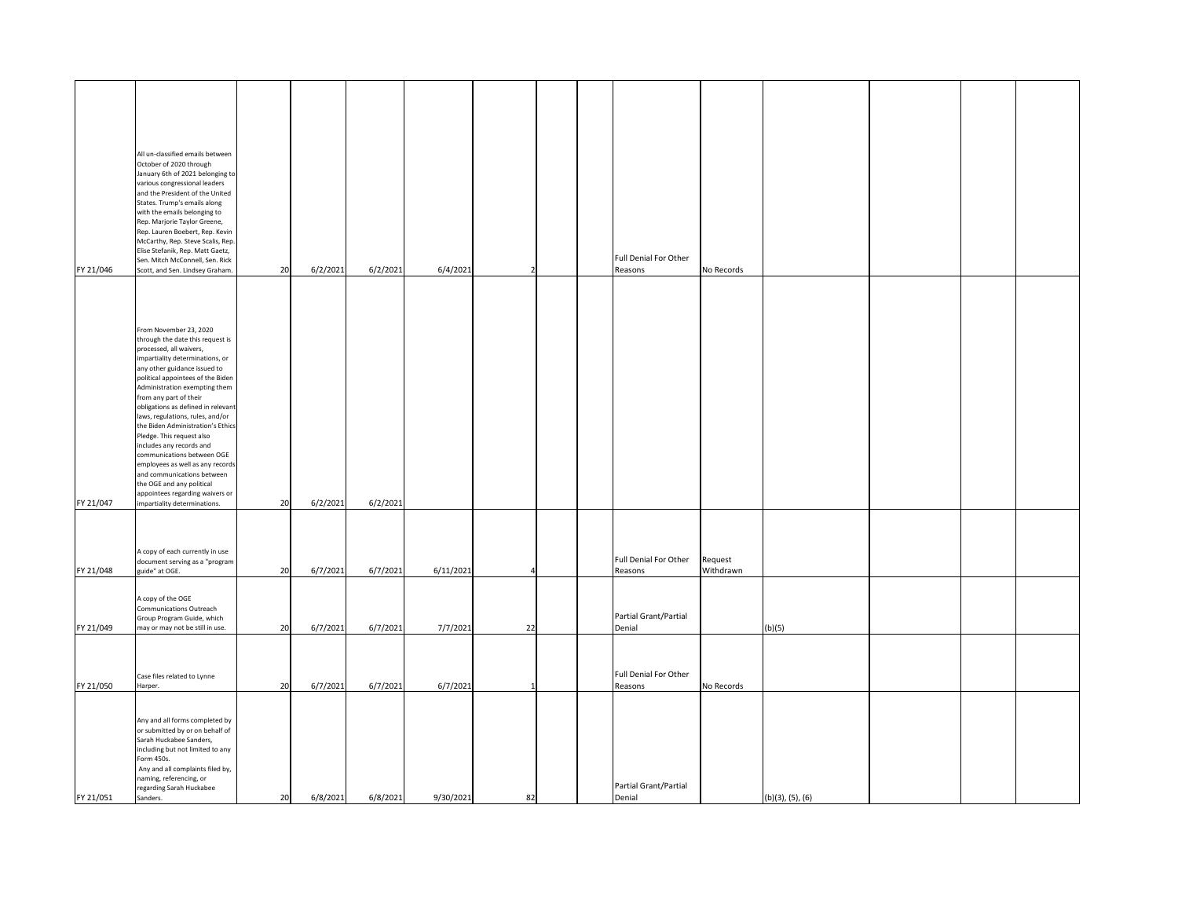| | | | | | | | | | | | | | | |
|---|---|---|---|---|---|---|---|---|---|---|---|---|---|---|
| FY 21/046 | All un-classified emails between October of 2020 through January 6th of 2021 belonging to various congressional leaders and the President of the United States. Trump's emails along with the emails belonging to Rep. Marjorie Taylor Greene, Rep. Lauren Boebert, Rep. Kevin McCarthy, Rep. Steve Scalis, Rep. Elise Stefanik, Rep. Matt Gaetz, Sen. Mitch McConnell, Sen. Rick Scott, and Sen. Lindsey Graham. | 20 | 6/2/2021 | 6/2/2021 | 6/4/2021 | 2 | | | Full Denial For Other Reasons | No Records | | | | |
| FY 21/047 | From November 23, 2020 through the date this request is processed, all waivers, impartiality determinations, or any other guidance issued to political appointees of the Biden Administration exempting them from any part of their obligations as defined in relevant laws, regulations, rules, and/or the Biden Administration's Ethics Pledge. This request also includes any records and communications between OGE employees as well as any records and communications between the OGE and any political appointees regarding waivers or impartiality determinations. | 20 | 6/2/2021 | 6/2/2021 | | | | | | | | | | |
| FY 21/048 | A copy of each currently in use document serving as a "program guide" at OGE. | 20 | 6/7/2021 | 6/7/2021 | 6/11/2021 | 4 | | | Full Denial For Other Reasons | Request Withdrawn | | | | |
| FY 21/049 | A copy of the OGE Communications Outreach Group Program Guide, which may or may not be still in use. | 20 | 6/7/2021 | 6/7/2021 | 7/7/2021 | 22 | | | Partial Grant/Partial Denial | | (b)(5) | | | |
| FY 21/050 | Case files related to Lynne Harper. | 20 | 6/7/2021 | 6/7/2021 | 6/7/2021 | 1 | | | Full Denial For Other Reasons | No Records | | | | |
| FY 21/051 | Any and all forms completed by or submitted by or on behalf of Sarah Huckabee Sanders, including but not limited to any Form 450s. Any and all complaints filed by, naming, referencing, or regarding Sarah Huckabee Sanders. | 20 | 6/8/2021 | 6/8/2021 | 9/30/2021 | 82 | | | Partial Grant/Partial Denial | | (b)(3), (5), (6) | | | |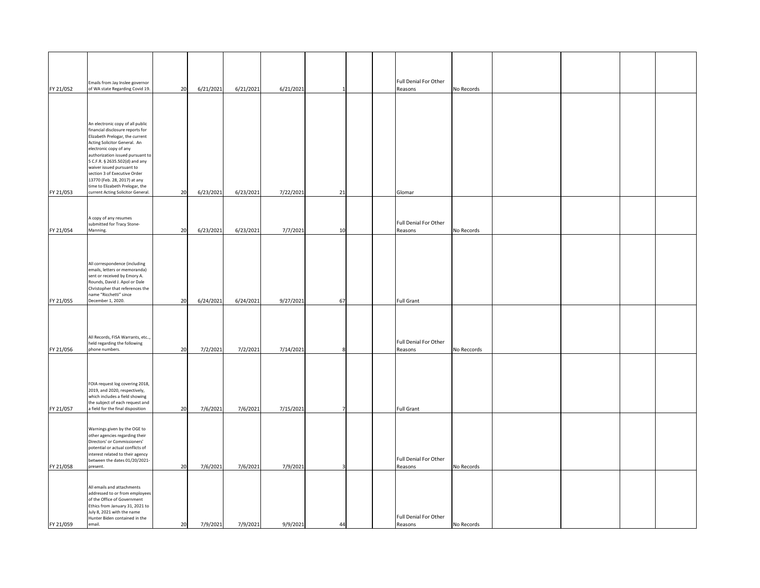| | | | | | | | | | | | | | | |
|---|---|---|---|---|---|---|---|---|---|---|---|---|---|---|
| FY 21/052 | Emails from Jay Inslee governor of WA state Regarding Covid 19. | 20 | 6/21/2021 | 6/21/2021 | 6/21/2021 | 1 | | | Full Denial For Other Reasons | No Records | | | | |
| FY 21/053 | An electronic copy of all public financial disclosure reports for Elizabeth Prelogar, the current Acting Solicitor General. An electronic copy of any authorization issued pursuant to 5 C.F.R. § 2635.502(d) and any waiver issued pursuant to section 3 of Executive Order 13770 (Feb. 28, 2017) at any time to Elizabeth Prelogar, the current Acting Solicitor General. | 20 | 6/23/2021 | 6/23/2021 | 7/22/2021 | 21 | | | Glomar | | | | | |
| FY 21/054 | A copy of any resumes submitted for Tracy Stone-Manning. | 20 | 6/23/2021 | 6/23/2021 | 7/7/2021 | 10 | | | Full Denial For Other Reasons | No Records | | | | |
| FY 21/055 | All correspondence (including emails, letters or memoranda) sent or received by Emory A. Rounds, David J. Apol or Dale Christopher that references the name "Ricchetti" since December 1, 2020. | 20 | 6/24/2021 | 6/24/2021 | 9/27/2021 | 67 | | | Full Grant | | | | | |
| FY 21/056 | All Records, FISA Warrants, etc.., held regarding the following phone numbers. | 20 | 7/2/2021 | 7/2/2021 | 7/14/2021 | 8 | | | Full Denial For Other Reasons | No Reccords | | | | |
| FY 21/057 | FOIA request log covering 2018, 2019, and 2020, respectively, which includes a field showing the subject of each request and a field for the final disposition | 20 | 7/6/2021 | 7/6/2021 | 7/15/2021 | 7 | | | Full Grant | | | | | |
| FY 21/058 | Warnings given by the OGE to other agencies regarding their Directors' or Commissioners' potential or actual conflicts of interest related to their agency between the dates 01/20/2021-present. | 20 | 7/6/2021 | 7/6/2021 | 7/9/2021 | 3 | | | Full Denial For Other Reasons | No Records | | | | |
| FY 21/059 | All emails and attachments addressed to or from employees of the Office of Government Ethics from January 31, 2021 to July 8, 2021 with the name Hunter Biden contained in the email. | 20 | 7/9/2021 | 7/9/2021 | 9/9/2021 | 44 | | | Full Denial For Other Reasons | No Records | | | | |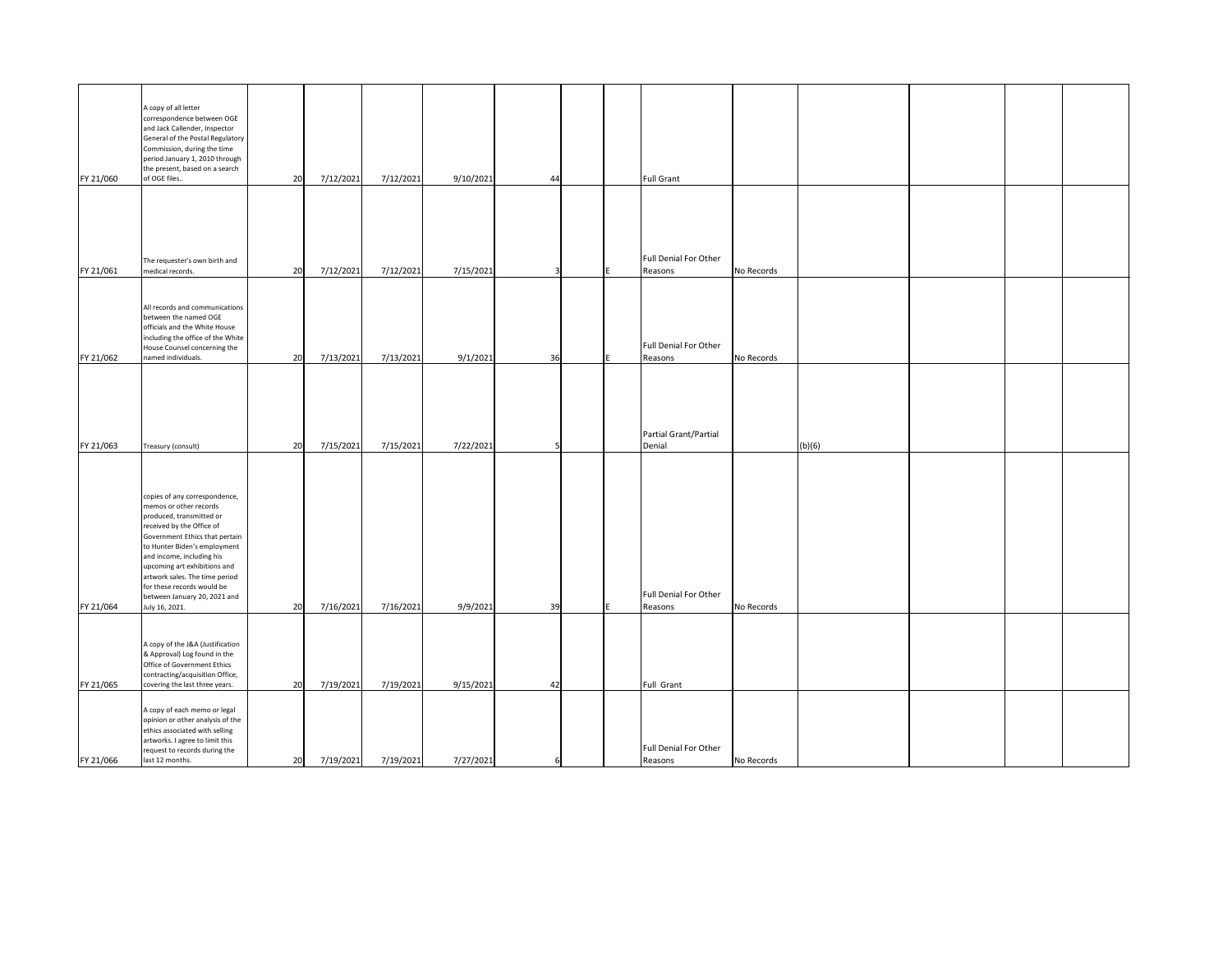| | | | | | | | | | | | | | | |
|---|---|---|---|---|---|---|---|---|---|---|---|---|---|---|
| FY 21/060 | A copy of all letter correspondence between OGE and Jack Callender, Inspector General of the Postal Regulatory Commission, during the time period January 1, 2010 through the present, based on a search of OGE files.. | 20 | 7/12/2021 | 7/12/2021 | 9/10/2021 | 44 | | | Full Grant | | | | | |
| FY 21/061 | The requester's own birth and medical records. | 20 | 7/12/2021 | 7/12/2021 | 7/15/2021 | 3 | | E | Full Denial For Other Reasons | No Records | | | | |
| FY 21/062 | All records and communications between the named OGE officials and the White House including the office of the White House Counsel concerning the named individuals. | 20 | 7/13/2021 | 7/13/2021 | 9/1/2021 | 36 | | E | Full Denial For Other Reasons | No Records | | | | |
| FY 21/063 | Treasury (consult) | 20 | 7/15/2021 | 7/15/2021 | 7/22/2021 | 5 | | | Partial Grant/Partial Denial | | (b)(6) | | | |
| FY 21/064 | copies of any correspondence, memos or other records produced, transmitted or received by the Office of Government Ethics that pertain to Hunter Biden's employment and income, including his upcoming art exhibitions and artwork sales. The time period for these records would be between January 20, 2021 and July 16, 2021. | 20 | 7/16/2021 | 7/16/2021 | 9/9/2021 | 39 | | E | Full Denial For Other Reasons | No Records | | | | |
| FY 21/065 | A copy of the J&A (Justification & Approval) Log found in the Office of Government Ethics contracting/acquisition Office, covering the last three years. | 20 | 7/19/2021 | 7/19/2021 | 9/15/2021 | 42 | | | Full Grant | | | | | |
| FY 21/066 | A copy of each memo or legal opinion or other analysis of the ethics associated with selling artworks. I agree to limit this request to records during the last 12 months. | 20 | 7/19/2021 | 7/19/2021 | 7/27/2021 | 6 | | | Full Denial For Other Reasons | No Records | | | | |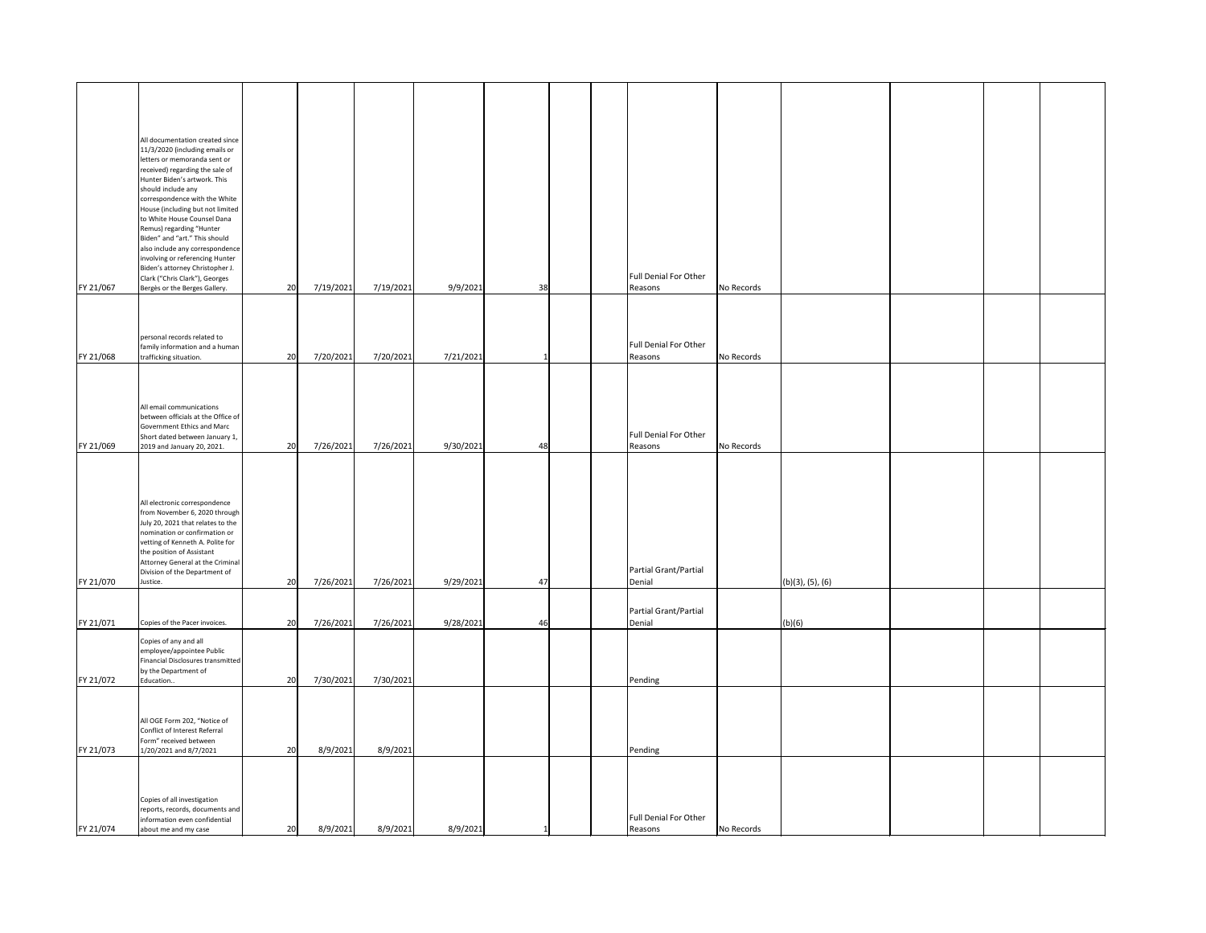| | | | | | | | | | | | | | | |
|---|---|---|---|---|---|---|---|---|---|---|---|---|---|---|
| FY 21/067 | All documentation created since 11/3/2020 (including emails or letters or memoranda sent or received) regarding the sale of Hunter Biden's artwork. This should include any correspondence with the White House (including but not limited to White House Counsel Dana Remus) regarding "Hunter Biden" and "art." This should also include any correspondence involving or referencing Hunter Biden's attorney Christopher J. Clark ("Chris Clark"), Georges Bergès or the Berges Gallery. | 20 | 7/19/2021 | 7/19/2021 | 9/9/2021 | 38 | | | Full Denial For Other Reasons | No Records | | | | |
| FY 21/068 | personal records related to family information and a human trafficking situation. | 20 | 7/20/2021 | 7/20/2021 | 7/21/2021 | 1 | | | Full Denial For Other Reasons | No Records | | | | |
| FY 21/069 | All email communications between officials at the Office of Government Ethics and Marc Short dated between January 1, 2019 and January 20, 2021. | 20 | 7/26/2021 | 7/26/2021 | 9/30/2021 | 48 | | | Full Denial For Other Reasons | No Records | | | | |
| FY 21/070 | All electronic correspondence from November 6, 2020 through July 20, 2021 that relates to the nomination or confirmation or vetting of Kenneth A. Polite for the position of Assistant Attorney General at the Criminal Division of the Department of Justice. | 20 | 7/26/2021 | 7/26/2021 | 9/29/2021 | 47 | | | Partial Grant/Partial Denial | | (b)(3), (5), (6) | | | |
| FY 21/071 | Copies of the Pacer invoices. | 20 | 7/26/2021 | 7/26/2021 | 9/28/2021 | 46 | | | Partial Grant/Partial Denial | | (b)(6) | | | |
| FY 21/072 | Copies of any and all employee/appointee Public Financial Disclosures transmitted by the Department of Education.. | 20 | 7/30/2021 | 7/30/2021 | | | | | Pending | | | | | |
| FY 21/073 | All OGE Form 202, "Notice of Conflict of Interest Referral Form" received between 1/20/2021 and 8/7/2021 | 20 | 8/9/2021 | 8/9/2021 | | | | | Pending | | | | | |
| FY 21/074 | Copies of all investigation reports, records, documents and information even confidential about me and my case | 20 | 8/9/2021 | 8/9/2021 | 8/9/2021 | 1 | | | Full Denial For Other Reasons | No Records | | | | |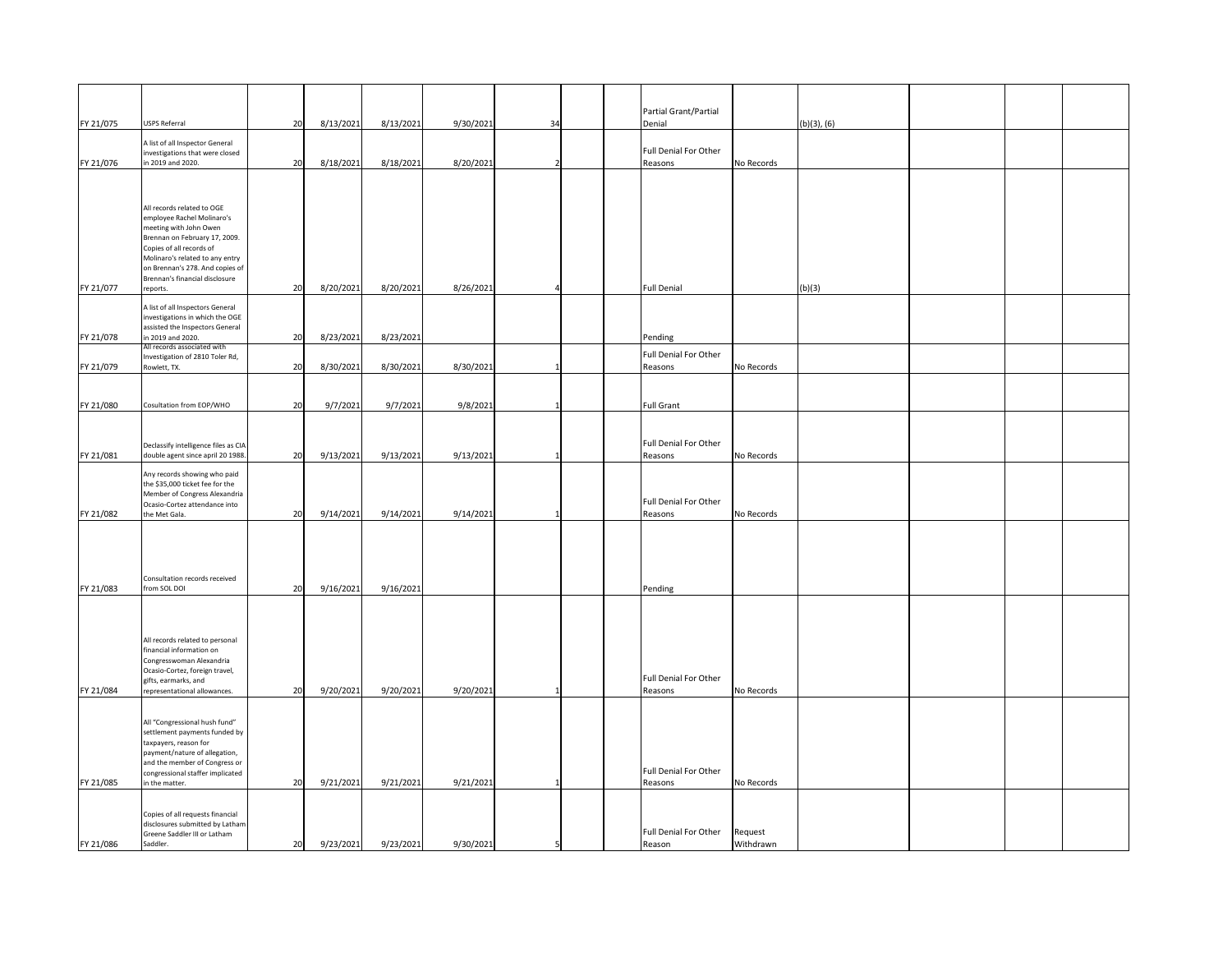| | | | | | | | | | | | | | | |
|---|---|---|---|---|---|---|---|---|---|---|---|---|---|---|
| FY 21/075 | USPS Referral | 20 | 8/13/2021 | 8/13/2021 | 9/30/2021 | 34 | | | Partial Grant/Partial Denial | | (b)(3), (6) | | | |
| FY 21/076 | A list of all Inspector General investigations that were closed in 2019 and 2020. | 20 | 8/18/2021 | 8/18/2021 | 8/20/2021 | 2 | | | Full Denial For Other Reasons | No Records | | | | |
| FY 21/077 | All records related to OGE employee Rachel Molinaro's meeting with John Owen Brennan on February 17, 2009. Copies of all records of Molinaro's related to any entry on Brennan's 278. And copies of Brennan's financial disclosure reports. | 20 | 8/20/2021 | 8/20/2021 | 8/26/2021 | 4 | | | Full Denial | | (b)(3) | | | |
| FY 21/078 | A list of all Inspectors General investigations in which the OGE assisted the Inspectors General in 2019 and 2020. | 20 | 8/23/2021 | 8/23/2021 | | | | | Pending | | | | | |
| FY 21/079 | All records associated with Investigation of 2810 Toler Rd, Rowlett, TX. | 20 | 8/30/2021 | 8/30/2021 | 8/30/2021 | 1 | | | Full Denial For Other Reasons | No Records | | | | |
| FY 21/080 | Cosultation from EOP/WHO | 20 | 9/7/2021 | 9/7/2021 | 9/8/2021 | 1 | | | Full Grant | | | | | |
| FY 21/081 | Declassify intelligence files as CIA double agent since april 20 1988. | 20 | 9/13/2021 | 9/13/2021 | 9/13/2021 | 1 | | | Full Denial For Other Reasons | No Records | | | | |
| FY 21/082 | Any records showing who paid the $35,000 ticket fee for the Member of Congress Alexandria Ocasio-Cortez attendance into the Met Gala. | 20 | 9/14/2021 | 9/14/2021 | 9/14/2021 | 1 | | | Full Denial For Other Reasons | No Records | | | | |
| FY 21/083 | Consultation records received from SOL DOI | 20 | 9/16/2021 | 9/16/2021 | | | | | Pending | | | | | |
| FY 21/084 | All records related to personal financial information on Congresswoman Alexandria Ocasio-Cortez, foreign travel, gifts, earmarks, and representational allowances. | 20 | 9/20/2021 | 9/20/2021 | 9/20/2021 | 1 | | | Full Denial For Other Reasons | No Records | | | | |
| FY 21/085 | All "Congressional hush fund" settlement payments funded by taxpayers, reason for payment/nature of allegation, and the member of Congress or congressional staffer implicated in the matter. | 20 | 9/21/2021 | 9/21/2021 | 9/21/2021 | 1 | | | Full Denial For Other Reasons | No Records | | | | |
| FY 21/086 | Copies of all requests financial disclosures submitted by Latham Greene Saddler III or Latham Saddler. | 20 | 9/23/2021 | 9/23/2021 | 9/30/2021 | 5 | | | Full Denial For Other Reason | Request Withdrawn | | | | |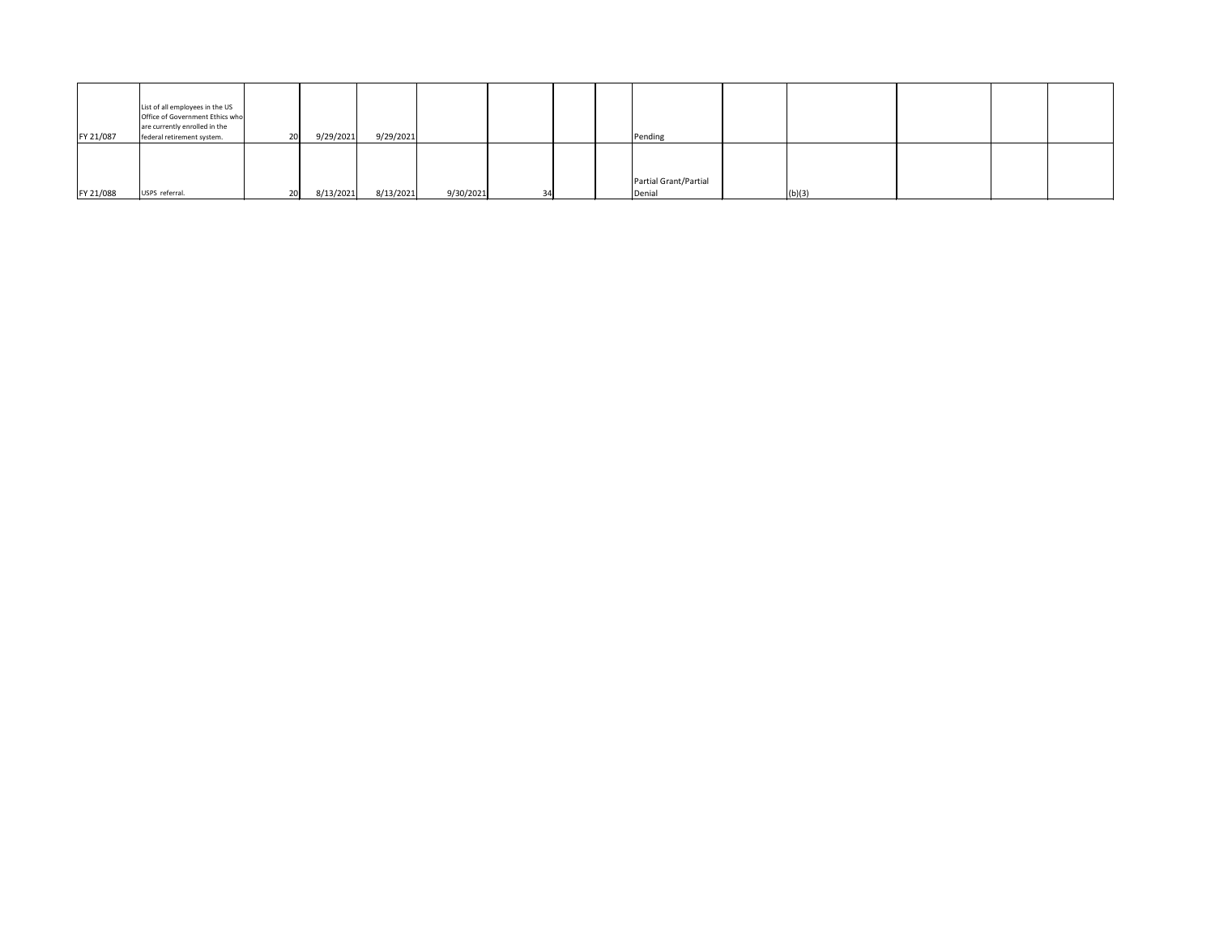| | | | | | | | | | | | | | | |
|---|---|---|---|---|---|---|---|---|---|---|---|---|---|---|
| FY 21/087 | List of all employees in the US Office of Government Ethics who are currently enrolled in the federal retirement system. | 20 | 9/29/2021 | 9/29/2021 | | | | | Pending | | | | | |
| FY 21/088 | USPS referral. | 20 | 8/13/2021 | 8/13/2021 | 9/30/2021 | 34 | | | Partial Grant/Partial Denial | | (b)(3) | | | |